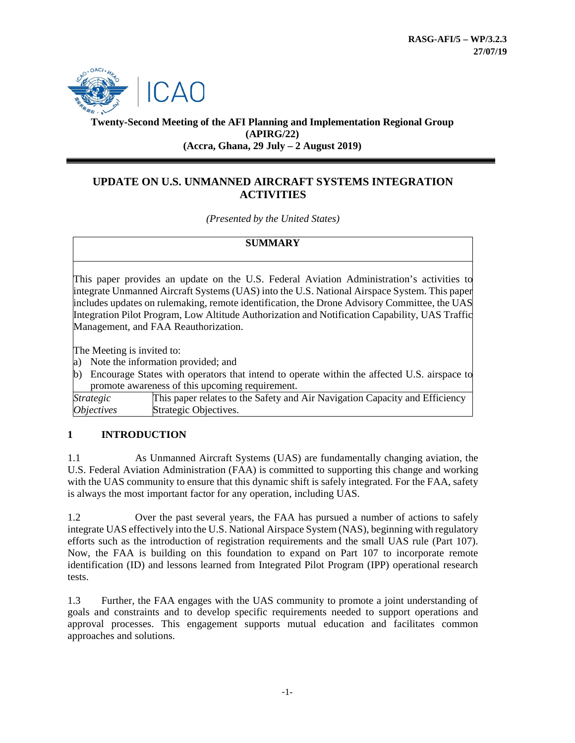**RASG-AFI/5 – WP/3.2.3**
**27/07/19**

**Twenty-Second Meeting of the AFI Planning and Implementation Regional Group (APIRG/22)**
**(Accra, Ghana, 29 July – 2 August 2019)**

# UPDATE ON U.S. UNMANNED AIRCRAFT SYSTEMS INTEGRATION ACTIVITIES

*(Presented by the United States)*

| **SUMMARY** | |
|---|---|
| This paper provides an update on the U.S. Federal Aviation Administration's activities to integrate Unmanned Aircraft Systems (UAS) into the U.S. National Airspace System. This paper includes updates on rulemaking, remote identification, the Drone Advisory Committee, the UAS Integration Pilot Program, Low Altitude Authorization and Notification Capability, UAS Traffic Management, and FAA Reauthorization.<br><br>The Meeting is invited to:<br>a) Note the information provided; and<br>b) Encourage States with operators that intend to operate within the affected U.S. airspace to promote awareness of this upcoming requirement. | |
| *Strategic Objectives* | This paper relates to the Safety and Air Navigation Capacity and Efficiency Strategic Objectives. |

## 1 INTRODUCTION

1.1 As Unmanned Aircraft Systems (UAS) are fundamentally changing aviation, the U.S. Federal Aviation Administration (FAA) is committed to supporting this change and working with the UAS community to ensure that this dynamic shift is safely integrated. For the FAA, safety is always the most important factor for any operation, including UAS.

1.2 Over the past several years, the FAA has pursued a number of actions to safely integrate UAS effectively into the U.S. National Airspace System (NAS), beginning with regulatory efforts such as the introduction of registration requirements and the small UAS rule (Part 107). Now, the FAA is building on this foundation to expand on Part 107 to incorporate remote identification (ID) and lessons learned from Integrated Pilot Program (IPP) operational research tests.

1.3 Further, the FAA engages with the UAS community to promote a joint understanding of goals and constraints and to develop specific requirements needed to support operations and approval processes. This engagement supports mutual education and facilitates common approaches and solutions.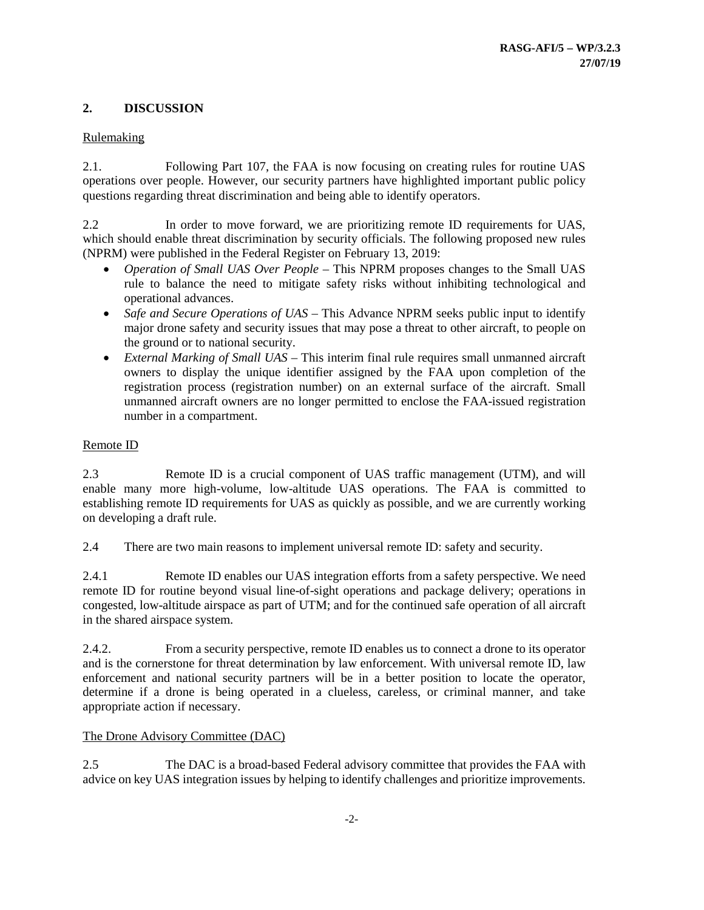## 2. DISCUSSION

Rulemaking

2.1. Following Part 107, the FAA is now focusing on creating rules for routine UAS operations over people. However, our security partners have highlighted important public policy questions regarding threat discrimination and being able to identify operators.

2.2 In order to move forward, we are prioritizing remote ID requirements for UAS, which should enable threat discrimination by security officials. The following proposed new rules (NPRM) were published in the Federal Register on February 13, 2019:

- *Operation of Small UAS Over People* – This NPRM proposes changes to the Small UAS rule to balance the need to mitigate safety risks without inhibiting technological and operational advances.
- *Safe and Secure Operations of UAS* – This Advance NPRM seeks public input to identify major drone safety and security issues that may pose a threat to other aircraft, to people on the ground or to national security.
- *External Marking of Small UAS* – This interim final rule requires small unmanned aircraft owners to display the unique identifier assigned by the FAA upon completion of the registration process (registration number) on an external surface of the aircraft. Small unmanned aircraft owners are no longer permitted to enclose the FAA-issued registration number in a compartment.

Remote ID

2.3 Remote ID is a crucial component of UAS traffic management (UTM), and will enable many more high-volume, low-altitude UAS operations. The FAA is committed to establishing remote ID requirements for UAS as quickly as possible, and we are currently working on developing a draft rule.

2.4 There are two main reasons to implement universal remote ID: safety and security.

2.4.1 Remote ID enables our UAS integration efforts from a safety perspective. We need remote ID for routine beyond visual line-of-sight operations and package delivery; operations in congested, low-altitude airspace as part of UTM; and for the continued safe operation of all aircraft in the shared airspace system.

2.4.2. From a security perspective, remote ID enables us to connect a drone to its operator and is the cornerstone for threat determination by law enforcement. With universal remote ID, law enforcement and national security partners will be in a better position to locate the operator, determine if a drone is being operated in a clueless, careless, or criminal manner, and take appropriate action if necessary.

The Drone Advisory Committee (DAC)

2.5 The DAC is a broad-based Federal advisory committee that provides the FAA with advice on key UAS integration issues by helping to identify challenges and prioritize improvements.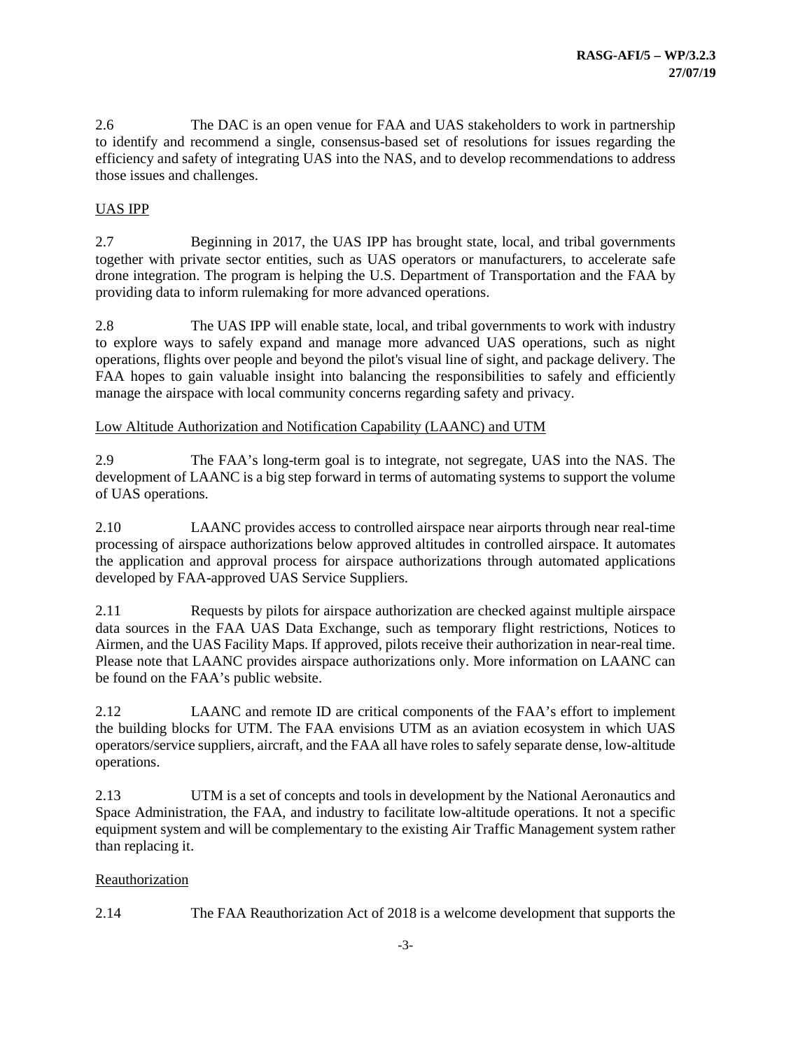2.6 The DAC is an open venue for FAA and UAS stakeholders to work in partnership to identify and recommend a single, consensus-based set of resolutions for issues regarding the efficiency and safety of integrating UAS into the NAS, and to develop recommendations to address those issues and challenges.

<u>UAS IPP</u>

2.7 Beginning in 2017, the UAS IPP has brought state, local, and tribal governments together with private sector entities, such as UAS operators or manufacturers, to accelerate safe drone integration. The program is helping the U.S. Department of Transportation and the FAA by providing data to inform rulemaking for more advanced operations.

2.8 The UAS IPP will enable state, local, and tribal governments to work with industry to explore ways to safely expand and manage more advanced UAS operations, such as night operations, flights over people and beyond the pilot's visual line of sight, and package delivery. The FAA hopes to gain valuable insight into balancing the responsibilities to safely and efficiently manage the airspace with local community concerns regarding safety and privacy.

<u>Low Altitude Authorization and Notification Capability (LAANC) and UTM</u>

2.9 The FAA's long-term goal is to integrate, not segregate, UAS into the NAS. The development of LAANC is a big step forward in terms of automating systems to support the volume of UAS operations.

2.10 LAANC provides access to controlled airspace near airports through near real-time processing of airspace authorizations below approved altitudes in controlled airspace. It automates the application and approval process for airspace authorizations through automated applications developed by FAA-approved UAS Service Suppliers.

2.11 Requests by pilots for airspace authorization are checked against multiple airspace data sources in the FAA UAS Data Exchange, such as temporary flight restrictions, Notices to Airmen, and the UAS Facility Maps. If approved, pilots receive their authorization in near-real time. Please note that LAANC provides airspace authorizations only. More information on LAANC can be found on the FAA's public website.

2.12 LAANC and remote ID are critical components of the FAA's effort to implement the building blocks for UTM. The FAA envisions UTM as an aviation ecosystem in which UAS operators/service suppliers, aircraft, and the FAA all have roles to safely separate dense, low-altitude operations.

2.13 UTM is a set of concepts and tools in development by the National Aeronautics and Space Administration, the FAA, and industry to facilitate low-altitude operations. It not a specific equipment system and will be complementary to the existing Air Traffic Management system rather than replacing it.

<u>Reauthorization</u>

2.14 The FAA Reauthorization Act of 2018 is a welcome development that supports the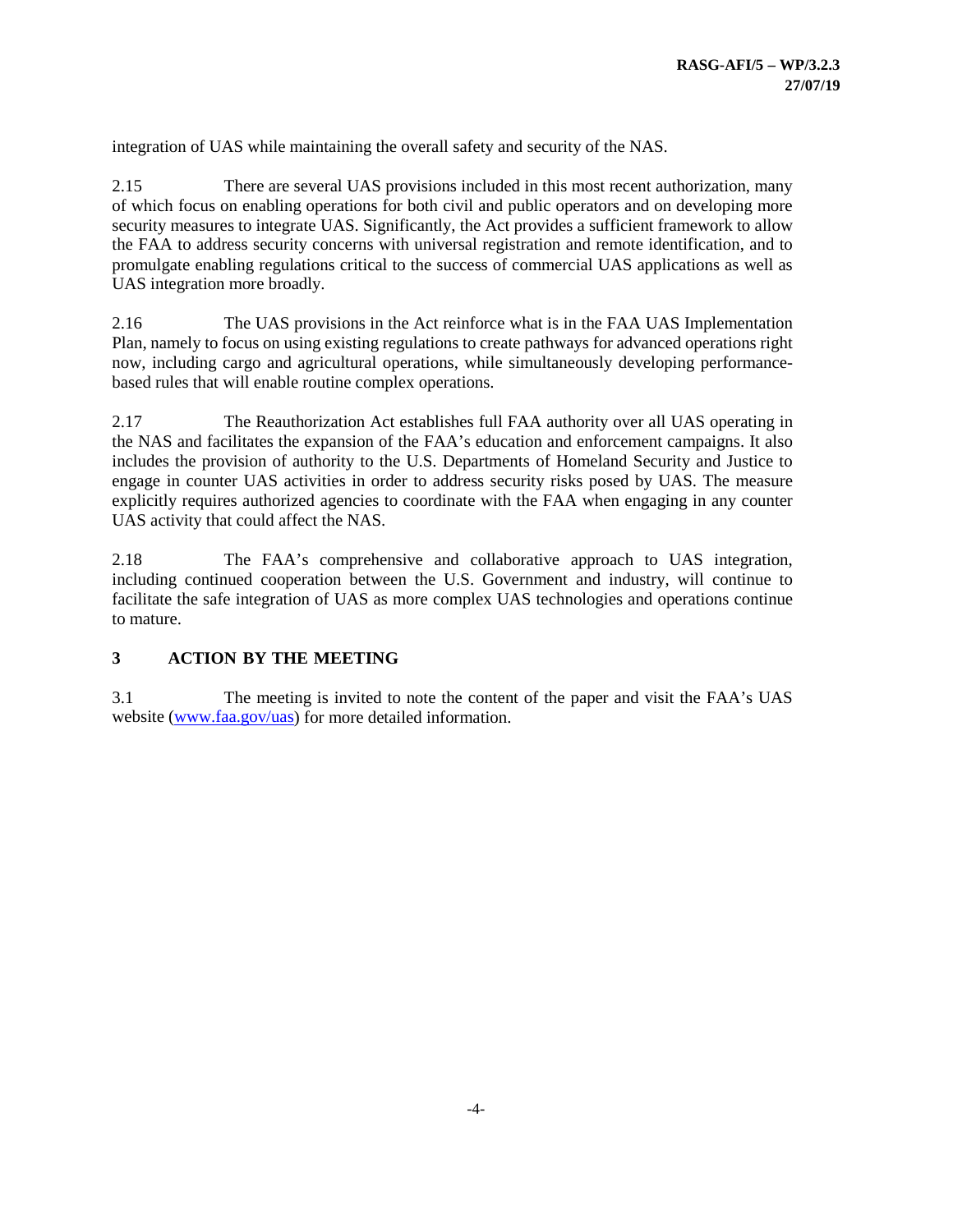integration of UAS while maintaining the overall safety and security of the NAS.

2.15 There are several UAS provisions included in this most recent authorization, many of which focus on enabling operations for both civil and public operators and on developing more security measures to integrate UAS. Significantly, the Act provides a sufficient framework to allow the FAA to address security concerns with universal registration and remote identification, and to promulgate enabling regulations critical to the success of commercial UAS applications as well as UAS integration more broadly.

2.16 The UAS provisions in the Act reinforce what is in the FAA UAS Implementation Plan, namely to focus on using existing regulations to create pathways for advanced operations right now, including cargo and agricultural operations, while simultaneously developing performance-based rules that will enable routine complex operations.

2.17 The Reauthorization Act establishes full FAA authority over all UAS operating in the NAS and facilitates the expansion of the FAA's education and enforcement campaigns. It also includes the provision of authority to the U.S. Departments of Homeland Security and Justice to engage in counter UAS activities in order to address security risks posed by UAS. The measure explicitly requires authorized agencies to coordinate with the FAA when engaging in any counter UAS activity that could affect the NAS.

2.18 The FAA's comprehensive and collaborative approach to UAS integration, including continued cooperation between the U.S. Government and industry, will continue to facilitate the safe integration of UAS as more complex UAS technologies and operations continue to mature.

## 3 ACTION BY THE MEETING

3.1 The meeting is invited to note the content of the paper and visit the FAA's UAS website ([www.faa.gov/uas](www.faa.gov/uas)) for more detailed information.